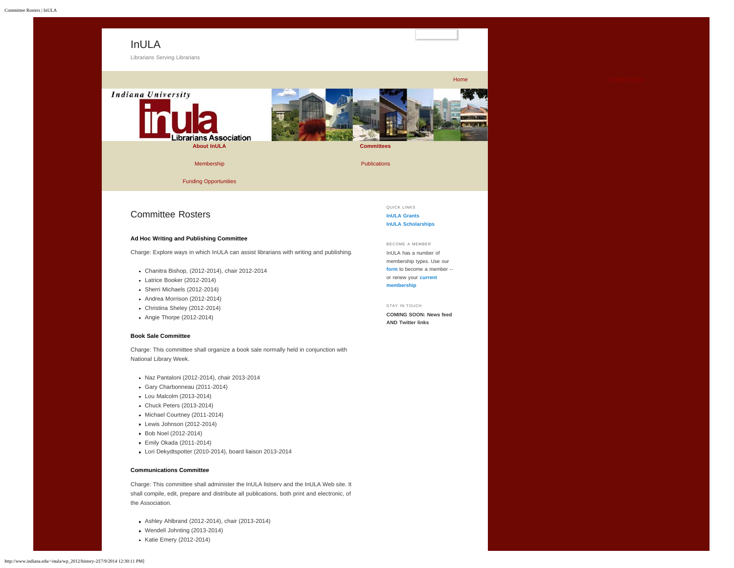# InULA

Librarians Serving Librarians

Home

Contact InULA

About InULA

Committees

Membership

Publications

Funding Opportunities

## Committee Rosters

**Ad Hoc Writing and Publishing Committee**

Charge: Explore ways in which InULA can assist librarians with writing and publishing.

- Chanitra Bishop, (2012-2014), chair 2012-2014
- Latrice Booker (2012-2014)
- Sherri Michaels (2012-2014)
- Andrea Morrison (2012-2014)
- Christina Sheley (2012-2014)
- Angie Thorpe (2012-2014)

**Book Sale Committee**

Charge: This committee shall organize a book sale normally held in conjunction with National Library Week.

- Naz Pantaloni (2012-2014), chair 2013-2014
- Gary Charbonneau (2011-2014)
- Lou Malcolm (2013-2014)
- Chuck Peters (2013-2014)
- Michael Courtney (2011-2014)
- Lewis Johnson (2012-2014)
- Bob Noel (2012-2014)
- Emily Okada (2011-2014)
- Lori Dekydtspotter (2010-2014), board liaison 2013-2014

**Communications Committee**

Charge: This committee shall administer the InULA listserv and the InULA Web site. It shall compile, edit, prepare and distribute all publications, both print and electronic, of the Association.

- Ashley Ahlbrand (2012-2014), chair (2013-2014)
- Wendell Johnting (2013-2014)
- Katie Emery (2012-2014)

QUICK LINKS

**InULA Grants**

**InULA Scholarships**

BECOME A MEMBER

InULA has a number of membership types. Use our **form** to become a member -- or renew your **current membership**

STAY IN TOUCH

**COMING SOON: News feed AND Twitter links**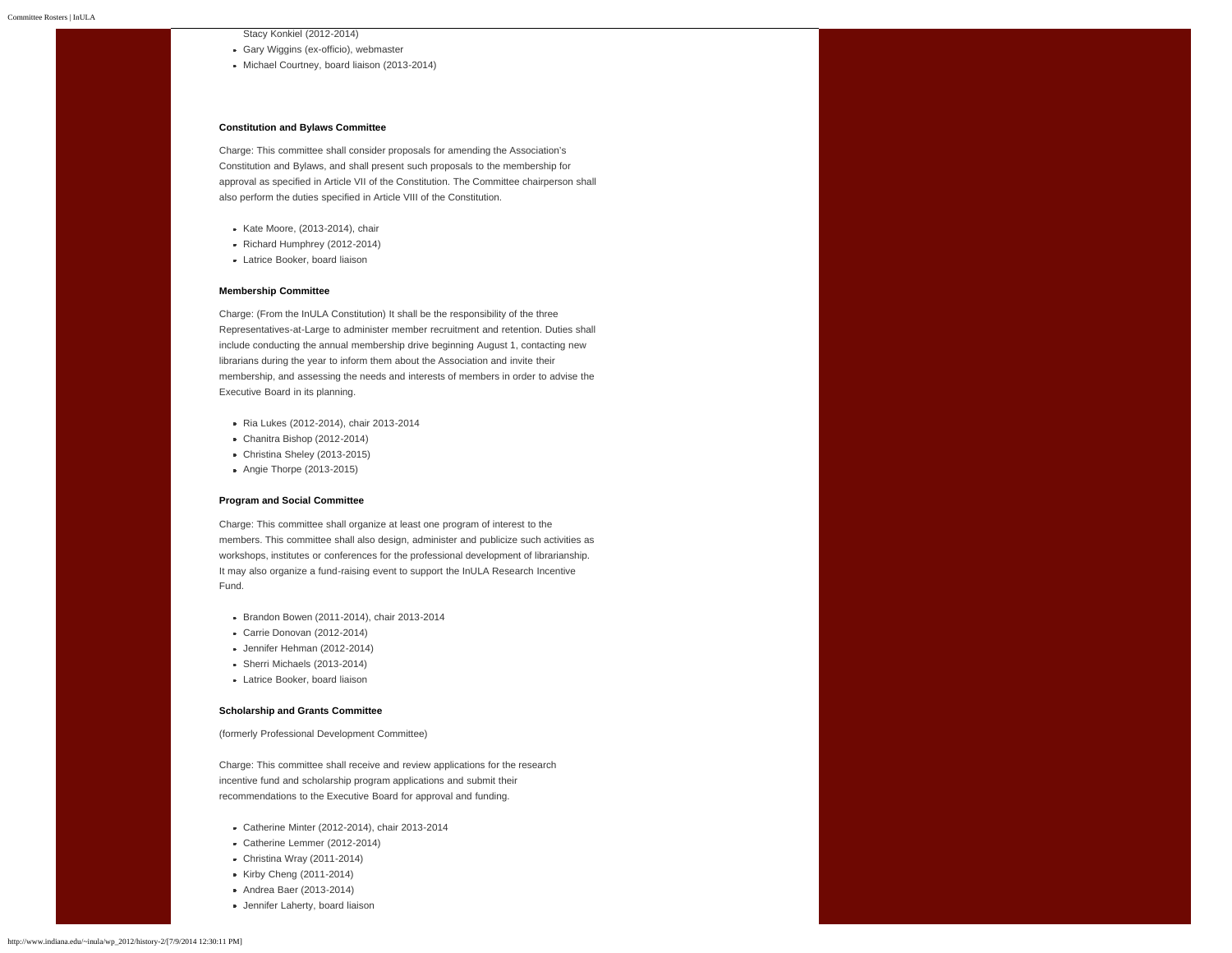Stacy Konkiel (2012-2014)

- Gary Wiggins (ex-officio), webmaster
- Michael Courtney, board liaison (2013-2014)

**Constitution and Bylaws Committee**

Charge: This committee shall consider proposals for amending the Association's Constitution and Bylaws, and shall present such proposals to the membership for approval as specified in Article VII of the Constitution. The Committee chairperson shall also perform the duties specified in Article VIII of the Constitution.

- Kate Moore, (2013-2014), chair
- Richard Humphrey (2012-2014)
- Latrice Booker, board liaison

**Membership Committee**

Charge: (From the InULA Constitution) It shall be the responsibility of the three Representatives-at-Large to administer member recruitment and retention. Duties shall include conducting the annual membership drive beginning August 1, contacting new librarians during the year to inform them about the Association and invite their membership, and assessing the needs and interests of members in order to advise the Executive Board in its planning.

- Ria Lukes (2012-2014), chair 2013-2014
- Chanitra Bishop (2012-2014)
- Christina Sheley (2013-2015)
- Angie Thorpe (2013-2015)

**Program and Social Committee**

Charge: This committee shall organize at least one program of interest to the members. This committee shall also design, administer and publicize such activities as workshops, institutes or conferences for the professional development of librarianship. It may also organize a fund-raising event to support the InULA Research Incentive Fund.

- Brandon Bowen (2011-2014), chair 2013-2014
- Carrie Donovan (2012-2014)
- Jennifer Hehman (2012-2014)
- Sherri Michaels (2013-2014)
- Latrice Booker, board liaison

**Scholarship and Grants Committee**

(formerly Professional Development Committee)

Charge: This committee shall receive and review applications for the research incentive fund and scholarship program applications and submit their recommendations to the Executive Board for approval and funding.

- Catherine Minter (2012-2014), chair 2013-2014
- Catherine Lemmer (2012-2014)
- Christina Wray (2011-2014)
- Kirby Cheng (2011-2014)
- Andrea Baer (2013-2014)
- Jennifer Laherty, board liaison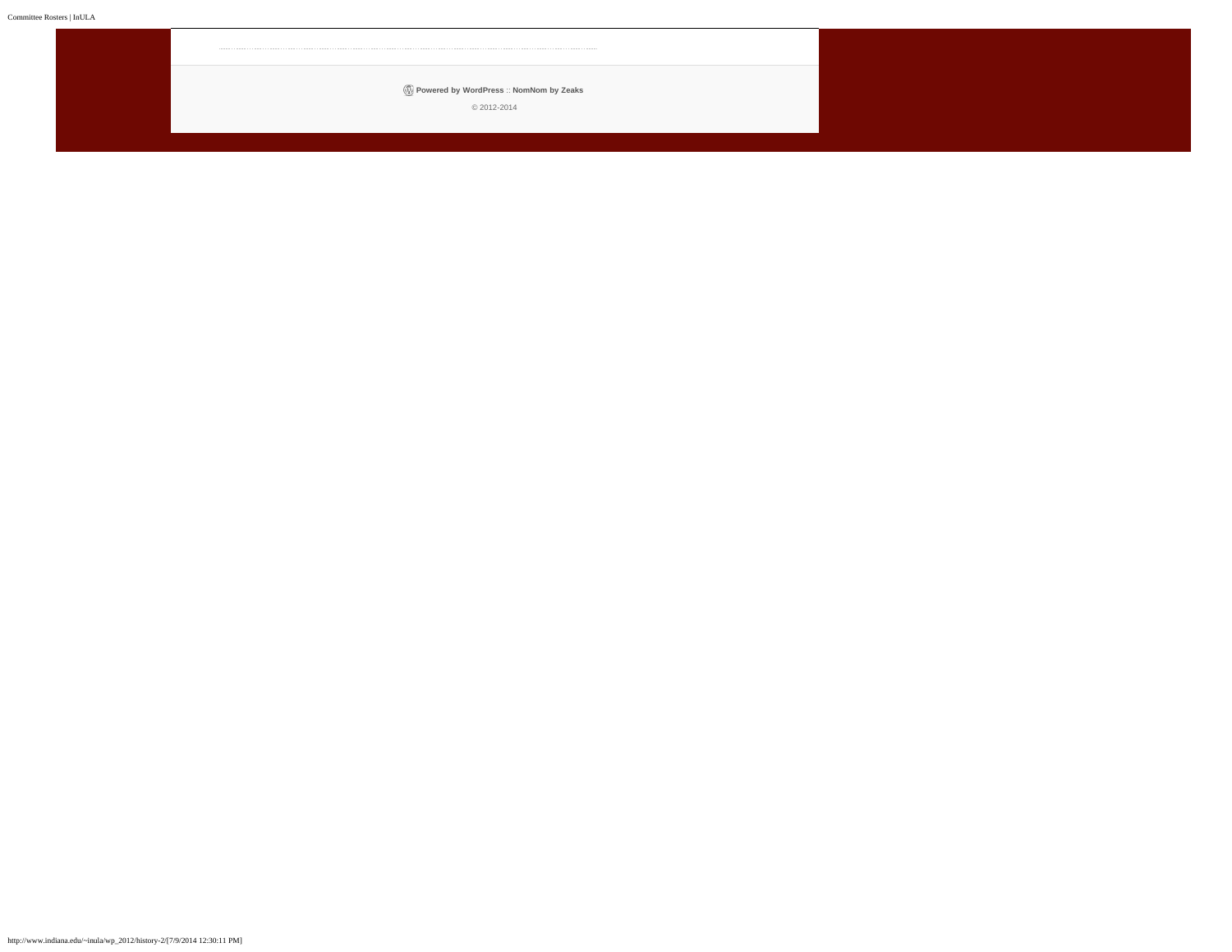Powered by WordPress :: NomNom by Zeaks

© 2012-2014